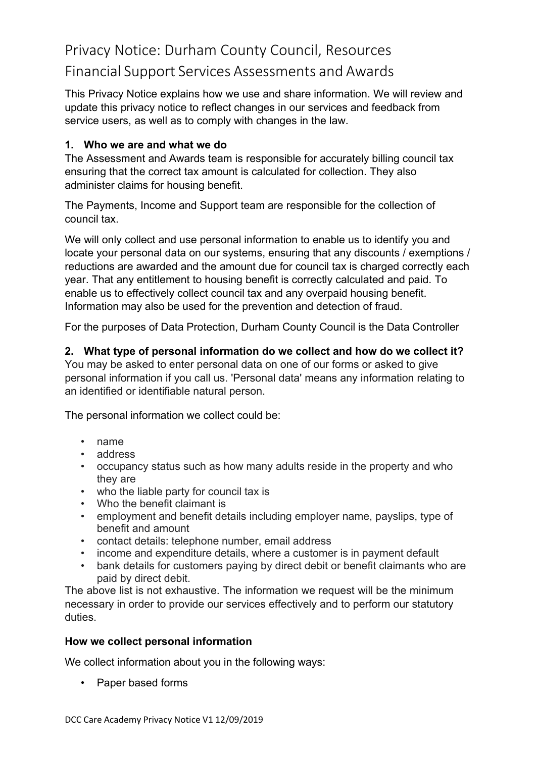# Privacy Notice: Durham County Council, Resources Financial Support Services Assessments and Awards

This Privacy Notice explains how we use and share information. We will review and update this privacy notice to reflect changes in our services and feedback from service users, as well as to comply with changes in the law.

## 1. Who we are and what we do

The Assessment and Awards team is responsible for accurately billing council tax ensuring that the correct tax amount is calculated for collection. They also administer claims for housing benefit.

The Payments, Income and Support team are responsible for the collection of council tax.

We will only collect and use personal information to enable us to identify you and locate your personal data on our systems, ensuring that any discounts / exemptions / reductions are awarded and the amount due for council tax is charged correctly each year. That any entitlement to housing benefit is correctly calculated and paid. To enable us to effectively collect council tax and any overpaid housing benefit. Information may also be used for the prevention and detection of fraud.

For the purposes of Data Protection, Durham County Council is the Data Controller

## 2. What type of personal information do we collect and how do we collect it?

You may be asked to enter personal data on one of our forms or asked to give personal information if you call us. 'Personal data' means any information relating to an identified or identifiable natural person.

The personal information we collect could be:

- name
- address
- occupancy status such as how many adults reside in the property and who they are
- who the liable party for council tax is
- Who the benefit claimant is
- employment and benefit details including employer name, payslips, type of benefit and amount
- contact details: telephone number, email address
- income and expenditure details, where a customer is in payment default
- bank details for customers paying by direct debit or benefit claimants who are paid by direct debit.

The above list is not exhaustive. The information we request will be the minimum necessary in order to provide our services effectively and to perform our statutory duties.

### How we collect personal information

We collect information about you in the following ways:

- Paper based forms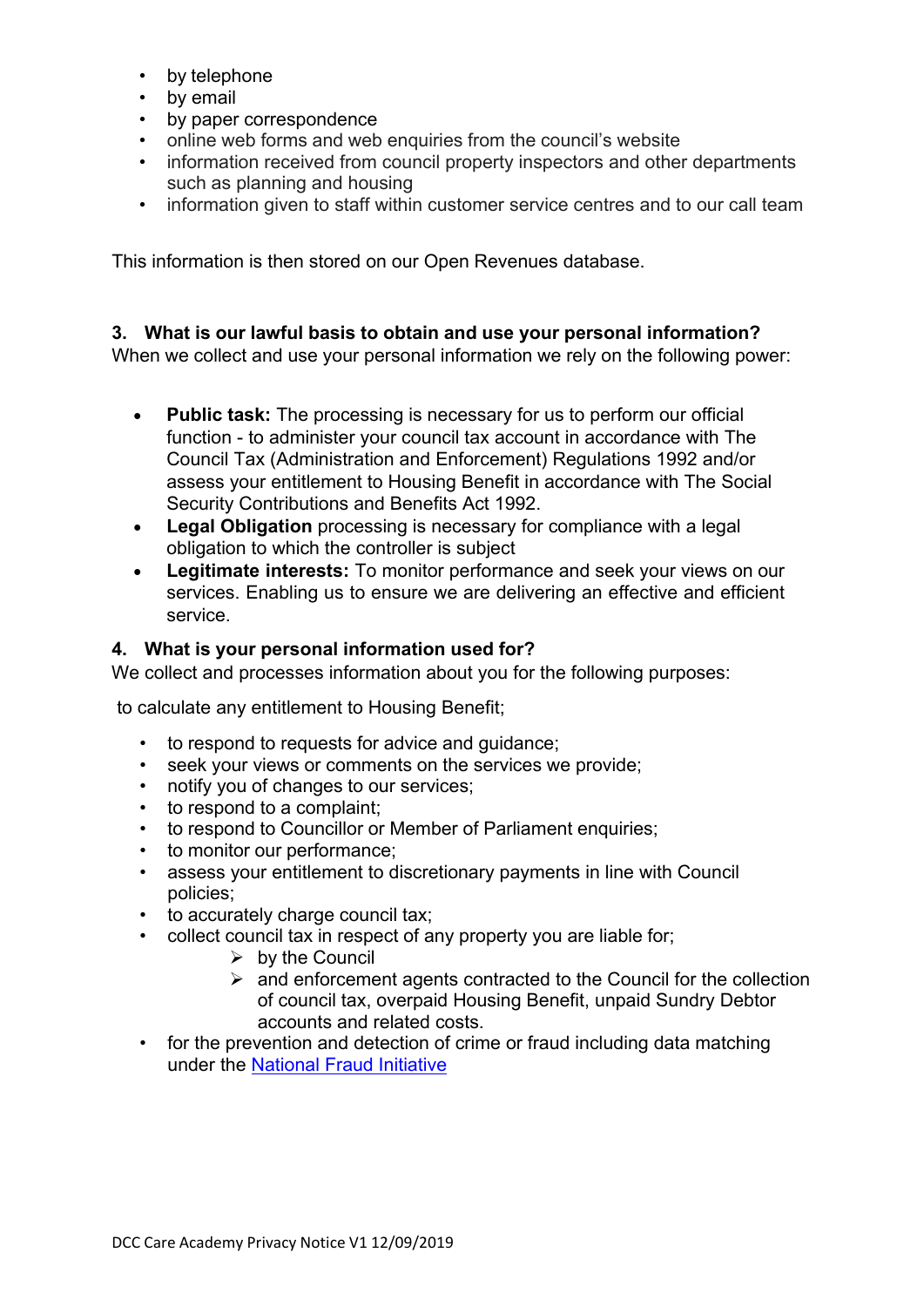- by telephone
- by email
- by paper correspondence
- online web forms and web enquiries from the council's website
- information received from council property inspectors and other departments such as planning and housing
- information given to staff within customer service centres and to our call team

This information is then stored on our Open Revenues database.

### 3. What is our lawful basis to obtain and use your personal information?

When we collect and use your personal information we rely on the following power:

- **Public task:** The processing is necessary for us to perform our official function - to administer your council tax account in accordance with The Council Tax (Administration and Enforcement) Regulations 1992 and/or assess your entitlement to Housing Benefit in accordance with The Social Security Contributions and Benefits Act 1992.
- **Legal Obligation** processing is necessary for compliance with a legal obligation to which the controller is subject
- **Legitimate interests:** To monitor performance and seek your views on our services. Enabling us to ensure we are delivering an effective and efficient service.

### 4. What is your personal information used for?

We collect and processes information about you for the following purposes:

to calculate any entitlement to Housing Benefit;

- to respond to requests for advice and guidance;
- seek your views or comments on the services we provide;
- notify you of changes to our services;
- to respond to a complaint;
- to respond to Councillor or Member of Parliament enquiries;
- to monitor our performance;
- assess your entitlement to discretionary payments in line with Council policies;
- to accurately charge council tax;
- collect council tax in respect of any property you are liable for;
  - by the Council
  - and enforcement agents contracted to the Council for the collection of council tax, overpaid Housing Benefit, unpaid Sundry Debtor accounts and related costs.
- for the prevention and detection of crime or fraud including data matching under the National Fraud Initiative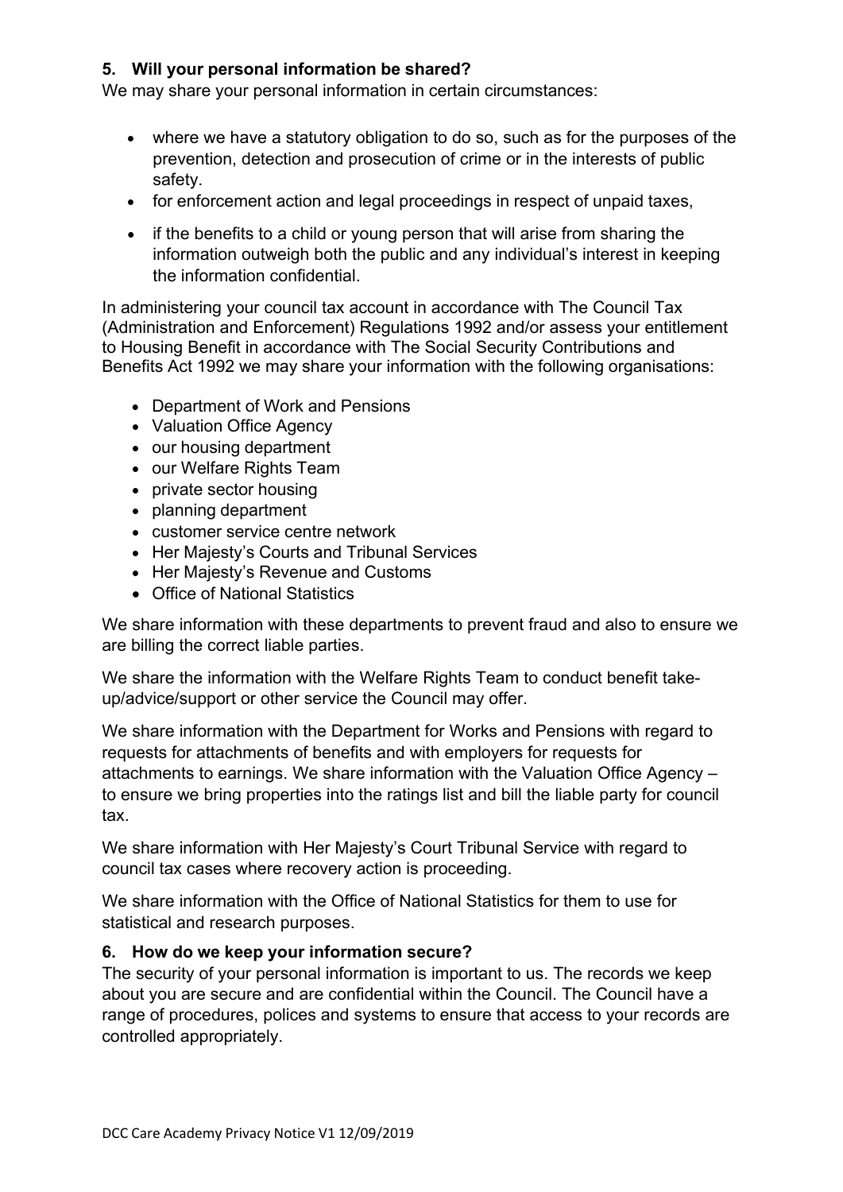## 5. Will your personal information be shared?

We may share your personal information in certain circumstances:

- where we have a statutory obligation to do so, such as for the purposes of the prevention, detection and prosecution of crime or in the interests of public safety.
- for enforcement action and legal proceedings in respect of unpaid taxes,
- if the benefits to a child or young person that will arise from sharing the information outweigh both the public and any individual's interest in keeping the information confidential.

In administering your council tax account in accordance with The Council Tax (Administration and Enforcement) Regulations 1992 and/or assess your entitlement to Housing Benefit in accordance with The Social Security Contributions and Benefits Act 1992 we may share your information with the following organisations:

- Department of Work and Pensions
- Valuation Office Agency
- our housing department
- our Welfare Rights Team
- private sector housing
- planning department
- customer service centre network
- Her Majesty's Courts and Tribunal Services
- Her Majesty's Revenue and Customs
- Office of National Statistics

We share information with these departments to prevent fraud and also to ensure we are billing the correct liable parties.

We share the information with the Welfare Rights Team to conduct benefit take-up/advice/support or other service the Council may offer.

We share information with the Department for Works and Pensions with regard to requests for attachments of benefits and with employers for requests for attachments to earnings. We share information with the Valuation Office Agency – to ensure we bring properties into the ratings list and bill the liable party for council tax.

We share information with Her Majesty's Court Tribunal Service with regard to council tax cases where recovery action is proceeding.

We share information with the Office of National Statistics for them to use for statistical and research purposes.

## 6. How do we keep your information secure?

The security of your personal information is important to us. The records we keep about you are secure and are confidential within the Council. The Council have a range of procedures, polices and systems to ensure that access to your records are controlled appropriately.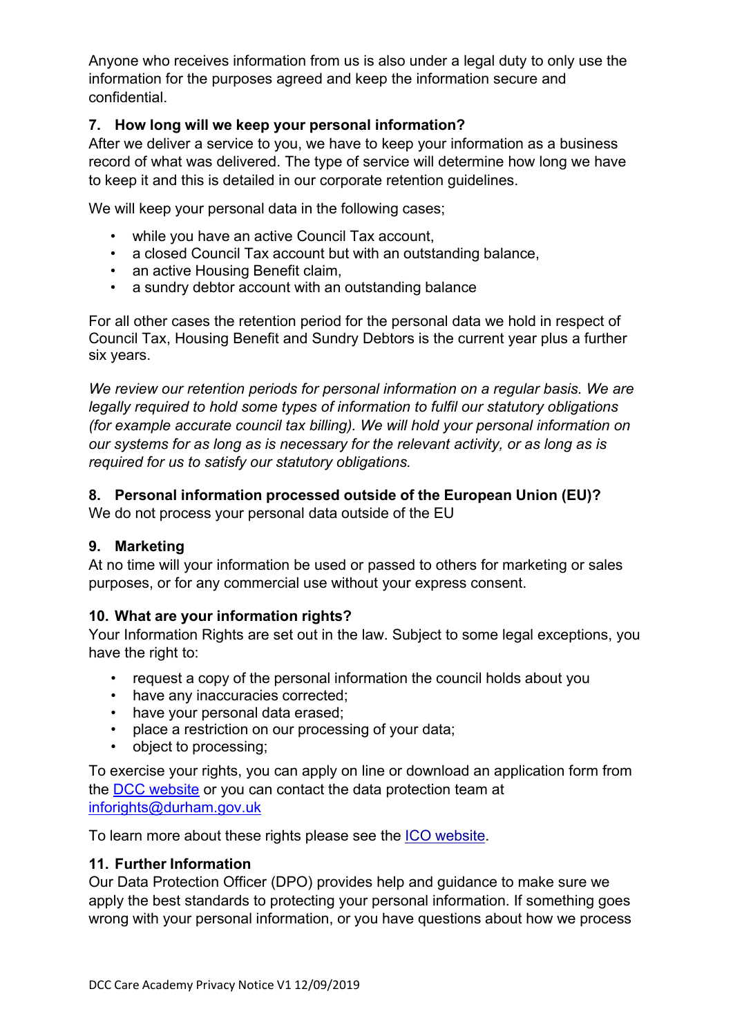Anyone who receives information from us is also under a legal duty to only use the information for the purposes agreed and keep the information secure and confidential.

## 7. How long will we keep your personal information?

After we deliver a service to you, we have to keep your information as a business record of what was delivered. The type of service will determine how long we have to keep it and this is detailed in our corporate retention guidelines.

We will keep your personal data in the following cases;

- while you have an active Council Tax account,
- a closed Council Tax account but with an outstanding balance,
- an active Housing Benefit claim,
- a sundry debtor account with an outstanding balance

For all other cases the retention period for the personal data we hold in respect of Council Tax, Housing Benefit and Sundry Debtors is the current year plus a further six years.

*We review our retention periods for personal information on a regular basis. We are legally required to hold some types of information to fulfil our statutory obligations (for example accurate council tax billing). We will hold your personal information on our systems for as long as is necessary for the relevant activity, or as long as is required for us to satisfy our statutory obligations.*

## 8. Personal information processed outside of the European Union (EU)?

We do not process your personal data outside of the EU

## 9. Marketing

At no time will your information be used or passed to others for marketing or sales purposes, or for any commercial use without your express consent.

## 10. What are your information rights?

Your Information Rights are set out in the law. Subject to some legal exceptions, you have the right to:

- request a copy of the personal information the council holds about you
- have any inaccuracies corrected;
- have your personal data erased;
- place a restriction on our processing of your data;
- object to processing;

To exercise your rights, you can apply on line or download an application form from the [DCC website] or you can contact the data protection team at [inforights@durham.gov.uk]

To learn more about these rights please see the [ICO website].

## 11. Further Information

Our Data Protection Officer (DPO) provides help and guidance to make sure we apply the best standards to protecting your personal information. If something goes wrong with your personal information, or you have questions about how we process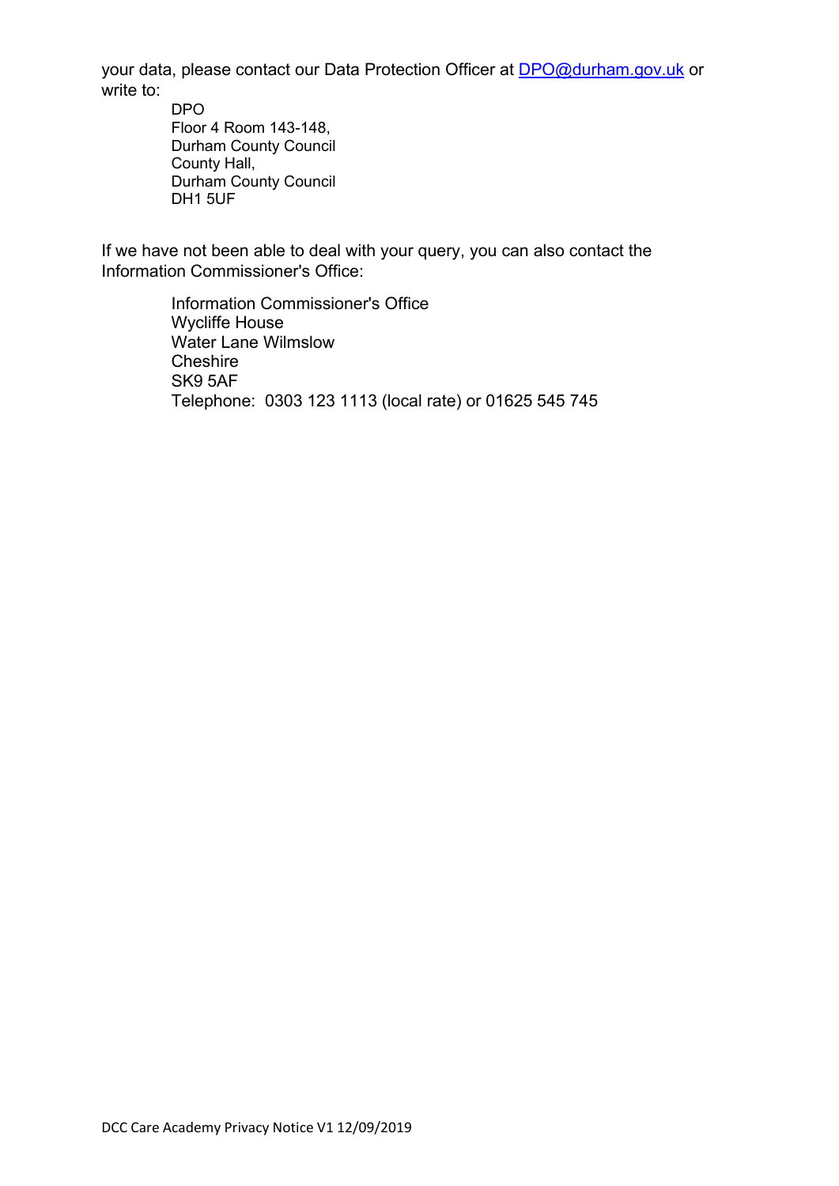your data, please contact our Data Protection Officer at DPO@durham.gov.uk or write to:

DPO
Floor 4 Room 143-148,
Durham County Council
County Hall,
Durham County Council
DH1 5UF

If we have not been able to deal with your query, you can also contact the Information Commissioner's Office:

Information Commissioner's Office
Wycliffe House
Water Lane Wilmslow
Cheshire
SK9 5AF
Telephone: 0303 123 1113 (local rate) or 01625 545 745